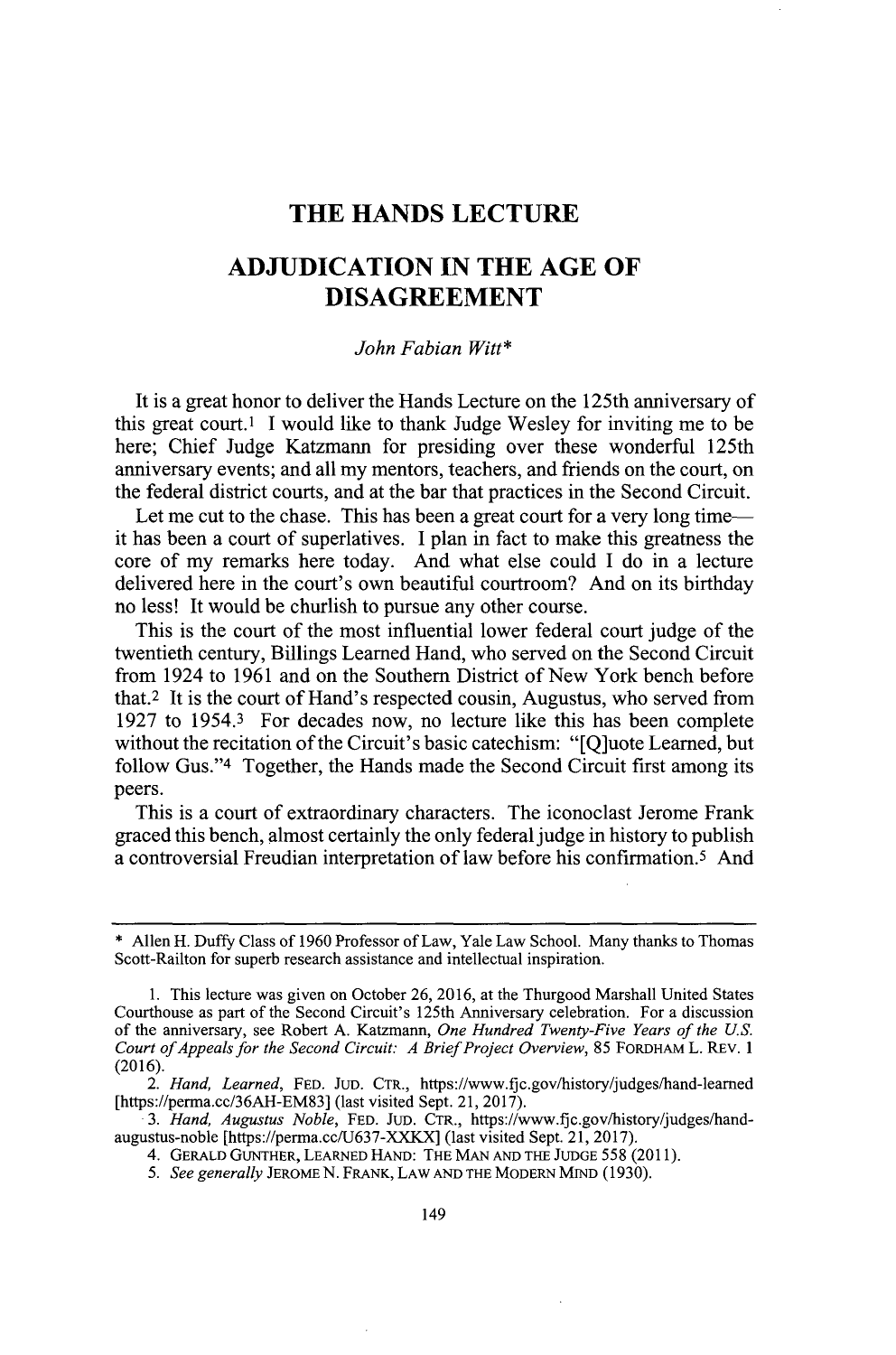# THE HANDS LECTURE

# ADJUDICATION IN THE AGE OF DISAGREEMENT

*John Fabian Witt**

It is a great honor to deliver the Hands Lecture on the 125th anniversary of this great court.[1] I would like to thank Judge Wesley for inviting me to be here; Chief Judge Katzmann for presiding over these wonderful 125th anniversary events; and all my mentors, teachers, and friends on the court, on the federal district courts, and at the bar that practices in the Second Circuit.

Let me cut to the chase. This has been a great court for a very long time—it has been a court of superlatives. I plan in fact to make this greatness the core of my remarks here today. And what else could I do in a lecture delivered here in the court's own beautiful courtroom? And on its birthday no less! It would be churlish to pursue any other course.

This is the court of the most influential lower federal court judge of the twentieth century, Billings Learned Hand, who served on the Second Circuit from 1924 to 1961 and on the Southern District of New York bench before that.[2] It is the court of Hand's respected cousin, Augustus, who served from 1927 to 1954.[3] For decades now, no lecture like this has been complete without the recitation of the Circuit's basic catechism: "[Q]uote Learned, but follow Gus."[4] Together, the Hands made the Second Circuit first among its peers.

This is a court of extraordinary characters. The iconoclast Jerome Frank graced this bench, almost certainly the only federal judge in history to publish a controversial Freudian interpretation of law before his confirmation.[5] And

---

\* Allen H. Duffy Class of 1960 Professor of Law, Yale Law School. Many thanks to Thomas Scott-Railton for superb research assistance and intellectual inspiration.

1. This lecture was given on October 26, 2016, at the Thurgood Marshall United States Courthouse as part of the Second Circuit's 125th Anniversary celebration. For a discussion of the anniversary, see Robert A. Katzmann, *One Hundred Twenty-Five Years of the U.S. Court of Appeals for the Second Circuit: A Brief Project Overview*, 85 FORDHAM L. REV. 1 (2016).

2. *Hand, Learned*, FED. JUD. CTR., https://www.fjc.gov/history/judges/hand-learned [https://perma.cc/36AH-EM83] (last visited Sept. 21, 2017).

3. *Hand, Augustus Noble*, FED. JUD. CTR., https://www.fjc.gov/history/judges/hand-augustus-noble [https://perma.cc/U637-XXKX] (last visited Sept. 21, 2017).

4. GERALD GUNTHER, LEARNED HAND: THE MAN AND THE JUDGE 558 (2011).

5. *See generally* JEROME N. FRANK, LAW AND THE MODERN MIND (1930).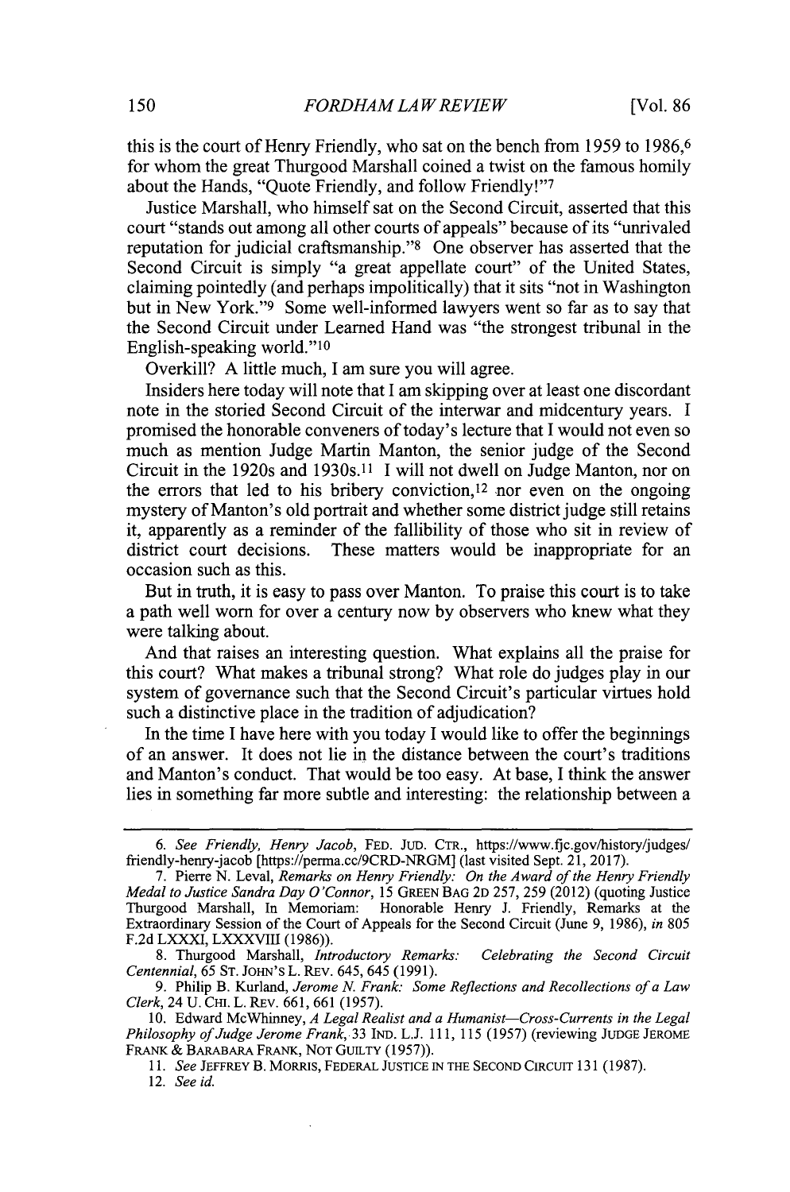this is the court of Henry Friendly, who sat on the bench from 1959 to 1986,[6] for whom the great Thurgood Marshall coined a twist on the famous homily about the Hands, "Quote Friendly, and follow Friendly!"[7]

Justice Marshall, who himself sat on the Second Circuit, asserted that this court "stands out among all other courts of appeals" because of its "unrivaled reputation for judicial craftsmanship."[8] One observer has asserted that the Second Circuit is simply "a great appellate court" of the United States, claiming pointedly (and perhaps impolitically) that it sits "not in Washington but in New York."[9] Some well-informed lawyers went so far as to say that the Second Circuit under Learned Hand was "the strongest tribunal in the English-speaking world."[10]

Overkill? A little much, I am sure you will agree.

Insiders here today will note that I am skipping over at least one discordant note in the storied Second Circuit of the interwar and midcentury years. I promised the honorable conveners of today's lecture that I would not even so much as mention Judge Martin Manton, the senior judge of the Second Circuit in the 1920s and 1930s.[11] I will not dwell on Judge Manton, nor on the errors that led to his bribery conviction,[12] nor even on the ongoing mystery of Manton's old portrait and whether some district judge still retains it, apparently as a reminder of the fallibility of those who sit in review of district court decisions. These matters would be inappropriate for an occasion such as this.

But in truth, it is easy to pass over Manton. To praise this court is to take a path well worn for over a century now by observers who knew what they were talking about.

And that raises an interesting question. What explains all the praise for this court? What makes a tribunal strong? What role do judges play in our system of governance such that the Second Circuit's particular virtues hold such a distinctive place in the tradition of adjudication?

In the time I have here with you today I would like to offer the beginnings of an answer. It does not lie in the distance between the court's traditions and Manton's conduct. That would be too easy. At base, I think the answer lies in something far more subtle and interesting: the relationship between a

---

6. *See Friendly, Henry Jacob*, FED. JUD. CTR., https://www.fjc.gov/history/judges/friendly-henry-jacob [https://perma.cc/9CRD-NRGM] (last visited Sept. 21, 2017).

7. Pierre N. Leval, *Remarks on Henry Friendly: On the Award of the Henry Friendly Medal to Justice Sandra Day O'Connor*, 15 GREEN BAG 2D 257, 259 (2012) (quoting Justice Thurgood Marshall, In Memoriam: Honorable Henry J. Friendly, Remarks at the Extraordinary Session of the Court of Appeals for the Second Circuit (June 9, 1986), *in* 805 F.2d LXXXI, LXXXVIII (1986)).

8. Thurgood Marshall, *Introductory Remarks: Celebrating the Second Circuit Centennial*, 65 ST. JOHN'S L. REV. 645, 645 (1991).

9. Philip B. Kurland, *Jerome N. Frank: Some Reflections and Recollections of a Law Clerk*, 24 U. CHI. L. REV. 661, 661 (1957).

10. Edward McWhinney, *A Legal Realist and a Humanist—Cross-Currents in the Legal Philosophy of Judge Jerome Frank*, 33 IND. L.J. 111, 115 (1957) (reviewing JUDGE JEROME FRANK & BARABARA FRANK, NOT GUILTY (1957)).

11. *See* JEFFREY B. MORRIS, FEDERAL JUSTICE IN THE SECOND CIRCUIT 131 (1987).

12. *See id.*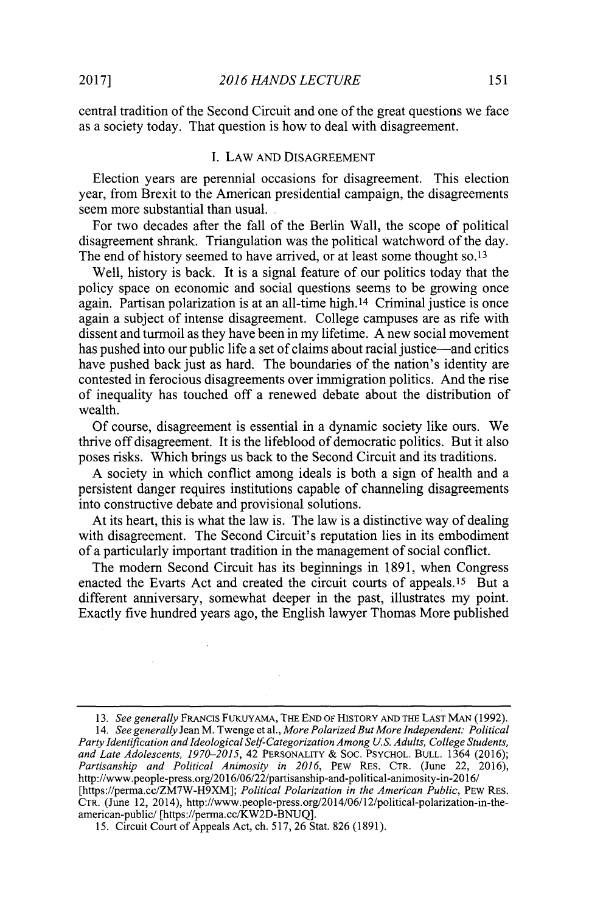central tradition of the Second Circuit and one of the great questions we face as a society today. That question is how to deal with disagreement.

## I. LAW AND DISAGREEMENT

Election years are perennial occasions for disagreement. This election year, from Brexit to the American presidential campaign, the disagreements seem more substantial than usual.

For two decades after the fall of the Berlin Wall, the scope of political disagreement shrank. Triangulation was the political watchword of the day. The end of history seemed to have arrived, or at least some thought so.[13]

Well, history is back. It is a signal feature of our politics today that the policy space on economic and social questions seems to be growing once again. Partisan polarization is at an all-time high.[14] Criminal justice is once again a subject of intense disagreement. College campuses are as rife with dissent and turmoil as they have been in my lifetime. A new social movement has pushed into our public life a set of claims about racial justice—and critics have pushed back just as hard. The boundaries of the nation's identity are contested in ferocious disagreements over immigration politics. And the rise of inequality has touched off a renewed debate about the distribution of wealth.

Of course, disagreement is essential in a dynamic society like ours. We thrive off disagreement. It is the lifeblood of democratic politics. But it also poses risks. Which brings us back to the Second Circuit and its traditions.

A society in which conflict among ideals is both a sign of health and a persistent danger requires institutions capable of channeling disagreements into constructive debate and provisional solutions.

At its heart, this is what the law is. The law is a distinctive way of dealing with disagreement. The Second Circuit's reputation lies in its embodiment of a particularly important tradition in the management of social conflict.

The modern Second Circuit has its beginnings in 1891, when Congress enacted the Evarts Act and created the circuit courts of appeals.[15] But a different anniversary, somewhat deeper in the past, illustrates my point. Exactly five hundred years ago, the English lawyer Thomas More published

---

13. *See generally* FRANCIS FUKUYAMA, THE END OF HISTORY AND THE LAST MAN (1992).

14. *See generally* Jean M. Twenge et al., *More Polarized But More Independent: Political Party Identification and Ideological Self-Categorization Among U.S. Adults, College Students, and Late Adolescents, 1970–2015*, 42 PERSONALITY & SOC. PSYCHOL. BULL. 1364 (2016); *Partisanship and Political Animosity in 2016*, PEW RES. CTR. (June 22, 2016), http://www.people-press.org/2016/06/22/partisanship-and-political-animosity-in-2016/ [https://perma.cc/ZM7W-H9XM]; *Political Polarization in the American Public*, PEW RES. CTR. (June 12, 2014), http://www.people-press.org/2014/06/12/political-polarization-in-the-american-public/ [https://perma.cc/KW2D-BNUQ].

15. Circuit Court of Appeals Act, ch. 517, 26 Stat. 826 (1891).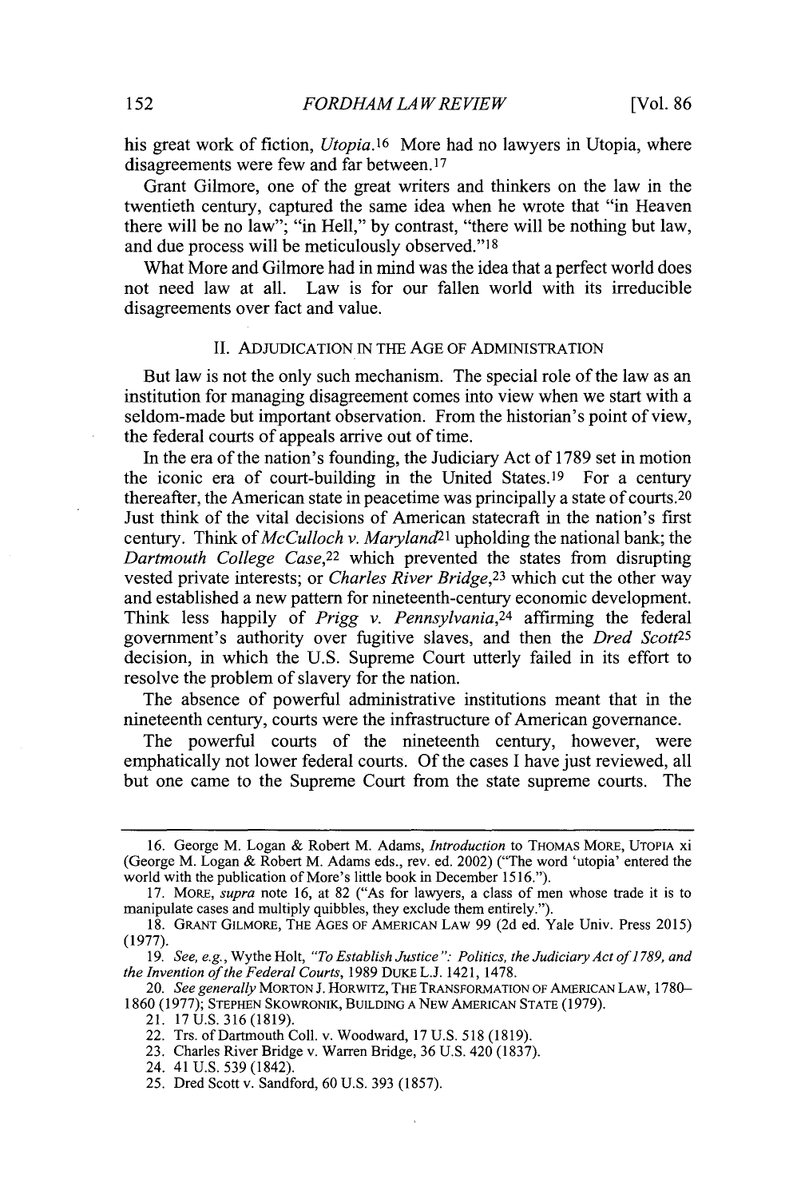his great work of fiction, *Utopia*.[16] More had no lawyers in Utopia, where disagreements were few and far between.[17]

Grant Gilmore, one of the great writers and thinkers on the law in the twentieth century, captured the same idea when he wrote that "in Heaven there will be no law"; "in Hell," by contrast, "there will be nothing but law, and due process will be meticulously observed."[18]

What More and Gilmore had in mind was the idea that a perfect world does not need law at all. Law is for our fallen world with its irreducible disagreements over fact and value.

## II. ADJUDICATION IN THE AGE OF ADMINISTRATION

But law is not the only such mechanism. The special role of the law as an institution for managing disagreement comes into view when we start with a seldom-made but important observation. From the historian's point of view, the federal courts of appeals arrive out of time.

In the era of the nation's founding, the Judiciary Act of 1789 set in motion the iconic era of court-building in the United States.[19] For a century thereafter, the American state in peacetime was principally a state of courts.[20] Just think of the vital decisions of American statecraft in the nation's first century. Think of *McCulloch v. Maryland*[21] upholding the national bank; the *Dartmouth College Case*,[22] which prevented the states from disrupting vested private interests; or *Charles River Bridge*,[23] which cut the other way and established a new pattern for nineteenth-century economic development. Think less happily of *Prigg v. Pennsylvania*,[24] affirming the federal government's authority over fugitive slaves, and then the *Dred Scott*[25] decision, in which the U.S. Supreme Court utterly failed in its effort to resolve the problem of slavery for the nation.

The absence of powerful administrative institutions meant that in the nineteenth century, courts were the infrastructure of American governance.

The powerful courts of the nineteenth century, however, were emphatically not lower federal courts. Of the cases I have just reviewed, all but one came to the Supreme Court from the state supreme courts. The

---

16. George M. Logan & Robert M. Adams, *Introduction* to THOMAS MORE, UTOPIA xi (George M. Logan & Robert M. Adams eds., rev. ed. 2002) ("The word 'utopia' entered the world with the publication of More's little book in December 1516.").

17. MORE, *supra* note 16, at 82 ("As for lawyers, a class of men whose trade it is to manipulate cases and multiply quibbles, they exclude them entirely.").

18. GRANT GILMORE, THE AGES OF AMERICAN LAW 99 (2d ed. Yale Univ. Press 2015) (1977).

19. *See, e.g.*, Wythe Holt, *"To Establish Justice": Politics, the Judiciary Act of 1789, and the Invention of the Federal Courts*, 1989 DUKE L.J. 1421, 1478.

20. *See generally* MORTON J. HORWITZ, THE TRANSFORMATION OF AMERICAN LAW, 1780–1860 (1977); STEPHEN SKOWRONIK, BUILDING A NEW AMERICAN STATE (1979).

21. 17 U.S. 316 (1819).

22. Trs. of Dartmouth Coll. v. Woodward, 17 U.S. 518 (1819).

23. Charles River Bridge v. Warren Bridge, 36 U.S. 420 (1837).

24. 41 U.S. 539 (1842).

25. Dred Scott v. Sandford, 60 U.S. 393 (1857).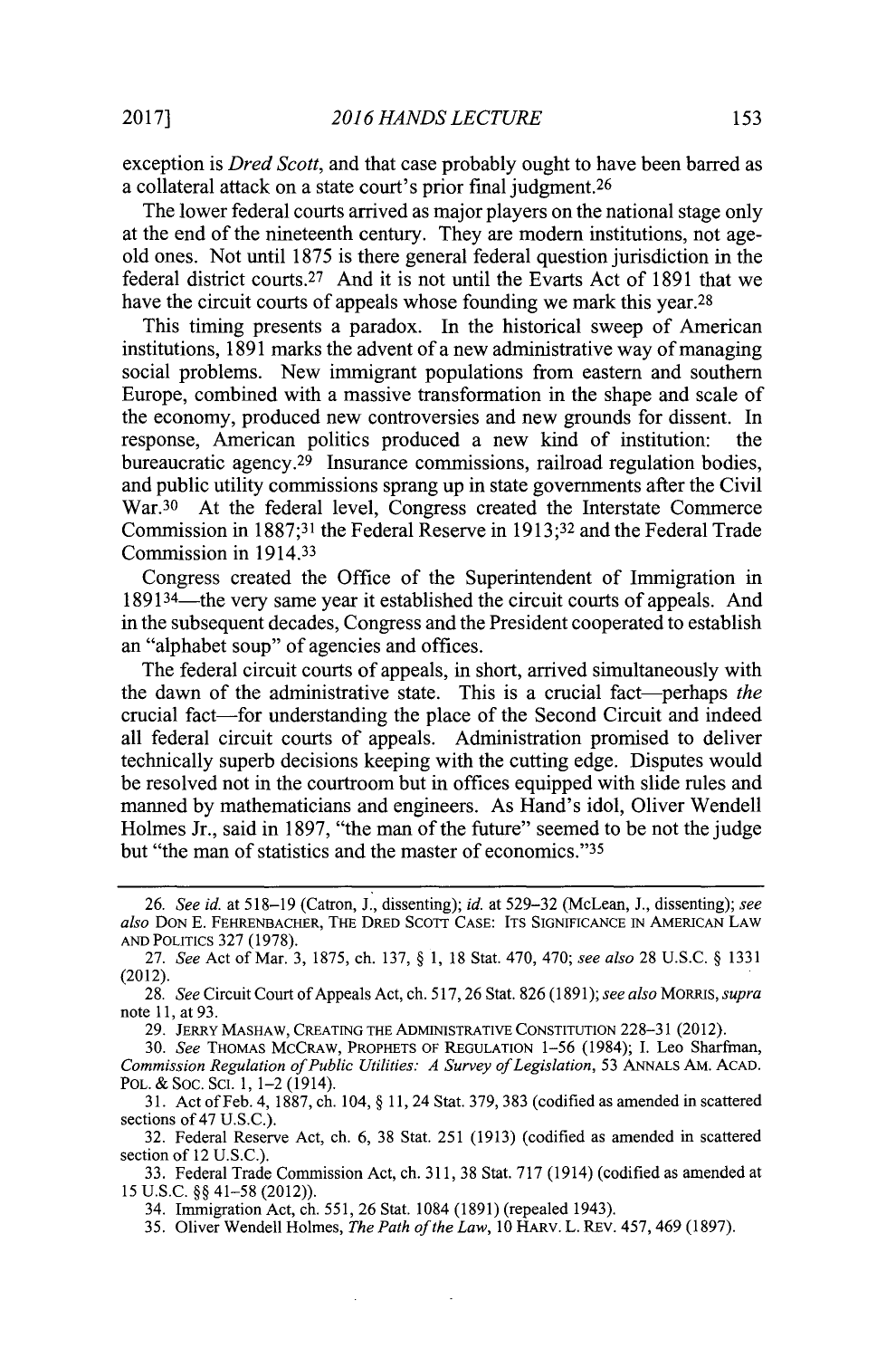exception is *Dred Scott*, and that case probably ought to have been barred as a collateral attack on a state court's prior final judgment.[26]

The lower federal courts arrived as major players on the national stage only at the end of the nineteenth century. They are modern institutions, not age-old ones. Not until 1875 is there general federal question jurisdiction in the federal district courts.[27] And it is not until the Evarts Act of 1891 that we have the circuit courts of appeals whose founding we mark this year.[28]

This timing presents a paradox. In the historical sweep of American institutions, 1891 marks the advent of a new administrative way of managing social problems. New immigrant populations from eastern and southern Europe, combined with a massive transformation in the shape and scale of the economy, produced new controversies and new grounds for dissent. In response, American politics produced a new kind of institution: the bureaucratic agency.[29] Insurance commissions, railroad regulation bodies, and public utility commissions sprang up in state governments after the Civil War.[30] At the federal level, Congress created the Interstate Commerce Commission in 1887;[31] the Federal Reserve in 1913;[32] and the Federal Trade Commission in 1914.[33]

Congress created the Office of the Superintendent of Immigration in 1891[34]—the very same year it established the circuit courts of appeals. And in the subsequent decades, Congress and the President cooperated to establish an "alphabet soup" of agencies and offices.

The federal circuit courts of appeals, in short, arrived simultaneously with the dawn of the administrative state. This is a crucial fact—perhaps *the* crucial fact—for understanding the place of the Second Circuit and indeed all federal circuit courts of appeals. Administration promised to deliver technically superb decisions keeping with the cutting edge. Disputes would be resolved not in the courtroom but in offices equipped with slide rules and manned by mathematicians and engineers. As Hand's idol, Oliver Wendell Holmes Jr., said in 1897, "the man of the future" seemed to be not the judge but "the man of statistics and the master of economics."[35]

---

26. *See id.* at 518–19 (Catron, J., dissenting); *id.* at 529–32 (McLean, J., dissenting); *see also* DON E. FEHRENBACHER, THE DRED SCOTT CASE: ITS SIGNIFICANCE IN AMERICAN LAW AND POLITICS 327 (1978).

27. *See* Act of Mar. 3, 1875, ch. 137, § 1, 18 Stat. 470, 470; *see also* 28 U.S.C. § 1331 (2012).

28. *See* Circuit Court of Appeals Act, ch. 517, 26 Stat. 826 (1891); *see also* MORRIS, *supra* note 11, at 93.

29. JERRY MASHAW, CREATING THE ADMINISTRATIVE CONSTITUTION 228–31 (2012).

30. *See* THOMAS MCCRAW, PROPHETS OF REGULATION 1–56 (1984); I. Leo Sharfman, *Commission Regulation of Public Utilities: A Survey of Legislation*, 53 ANNALS AM. ACAD. POL. & SOC. SCI. 1, 1–2 (1914).

31. Act of Feb. 4, 1887, ch. 104, § 11, 24 Stat. 379, 383 (codified as amended in scattered sections of 47 U.S.C.).

32. Federal Reserve Act, ch. 6, 38 Stat. 251 (1913) (codified as amended in scattered section of 12 U.S.C.).

33. Federal Trade Commission Act, ch. 311, 38 Stat. 717 (1914) (codified as amended at 15 U.S.C. §§ 41–58 (2012)).

34. Immigration Act, ch. 551, 26 Stat. 1084 (1891) (repealed 1943).

35. Oliver Wendell Holmes, *The Path of the Law*, 10 HARV. L. REV. 457, 469 (1897).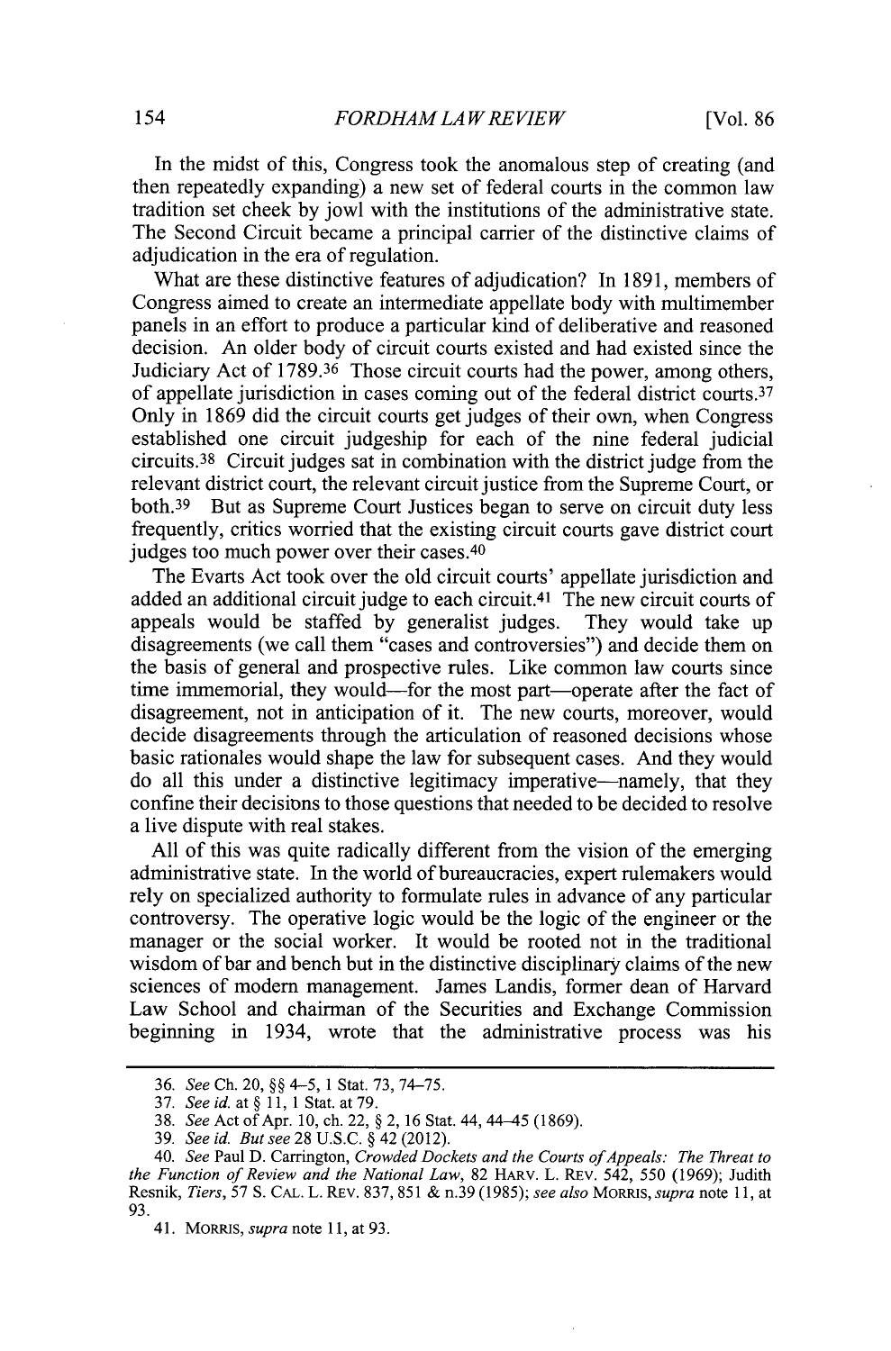In the midst of this, Congress took the anomalous step of creating (and then repeatedly expanding) a new set of federal courts in the common law tradition set cheek by jowl with the institutions of the administrative state. The Second Circuit became a principal carrier of the distinctive claims of adjudication in the era of regulation.

What are these distinctive features of adjudication? In 1891, members of Congress aimed to create an intermediate appellate body with multimember panels in an effort to produce a particular kind of deliberative and reasoned decision. An older body of circuit courts existed and had existed since the Judiciary Act of 1789.[36] Those circuit courts had the power, among others, of appellate jurisdiction in cases coming out of the federal district courts.[37] Only in 1869 did the circuit courts get judges of their own, when Congress established one circuit judgeship for each of the nine federal judicial circuits.[38] Circuit judges sat in combination with the district judge from the relevant district court, the relevant circuit justice from the Supreme Court, or both.[39] But as Supreme Court Justices began to serve on circuit duty less frequently, critics worried that the existing circuit courts gave district court judges too much power over their cases.[40]

The Evarts Act took over the old circuit courts' appellate jurisdiction and added an additional circuit judge to each circuit.[41] The new circuit courts of appeals would be staffed by generalist judges. They would take up disagreements (we call them "cases and controversies") and decide them on the basis of general and prospective rules. Like common law courts since time immemorial, they would—for the most part—operate after the fact of disagreement, not in anticipation of it. The new courts, moreover, would decide disagreements through the articulation of reasoned decisions whose basic rationales would shape the law for subsequent cases. And they would do all this under a distinctive legitimacy imperative—namely, that they confine their decisions to those questions that needed to be decided to resolve a live dispute with real stakes.

All of this was quite radically different from the vision of the emerging administrative state. In the world of bureaucracies, expert rulemakers would rely on specialized authority to formulate rules in advance of any particular controversy. The operative logic would be the logic of the engineer or the manager or the social worker. It would be rooted not in the traditional wisdom of bar and bench but in the distinctive disciplinary claims of the new sciences of modern management. James Landis, former dean of Harvard Law School and chairman of the Securities and Exchange Commission beginning in 1934, wrote that the administrative process was his

---

36. *See* Ch. 20, §§ 4–5, 1 Stat. 73, 74–75.

37. *See id.* at § 11, 1 Stat. at 79.

38. *See* Act of Apr. 10, ch. 22, § 2, 16 Stat. 44, 44–45 (1869).

39. *See id. But see* 28 U.S.C. § 42 (2012).

40. *See* Paul D. Carrington, *Crowded Dockets and the Courts of Appeals: The Threat to the Function of Review and the National Law*, 82 HARV. L. REV. 542, 550 (1969); Judith Resnik, *Tiers*, 57 S. CAL. L. REV. 837, 851 & n.39 (1985); *see also* MORRIS, *supra* note 11, at 93.

41. MORRIS, *supra* note 11, at 93.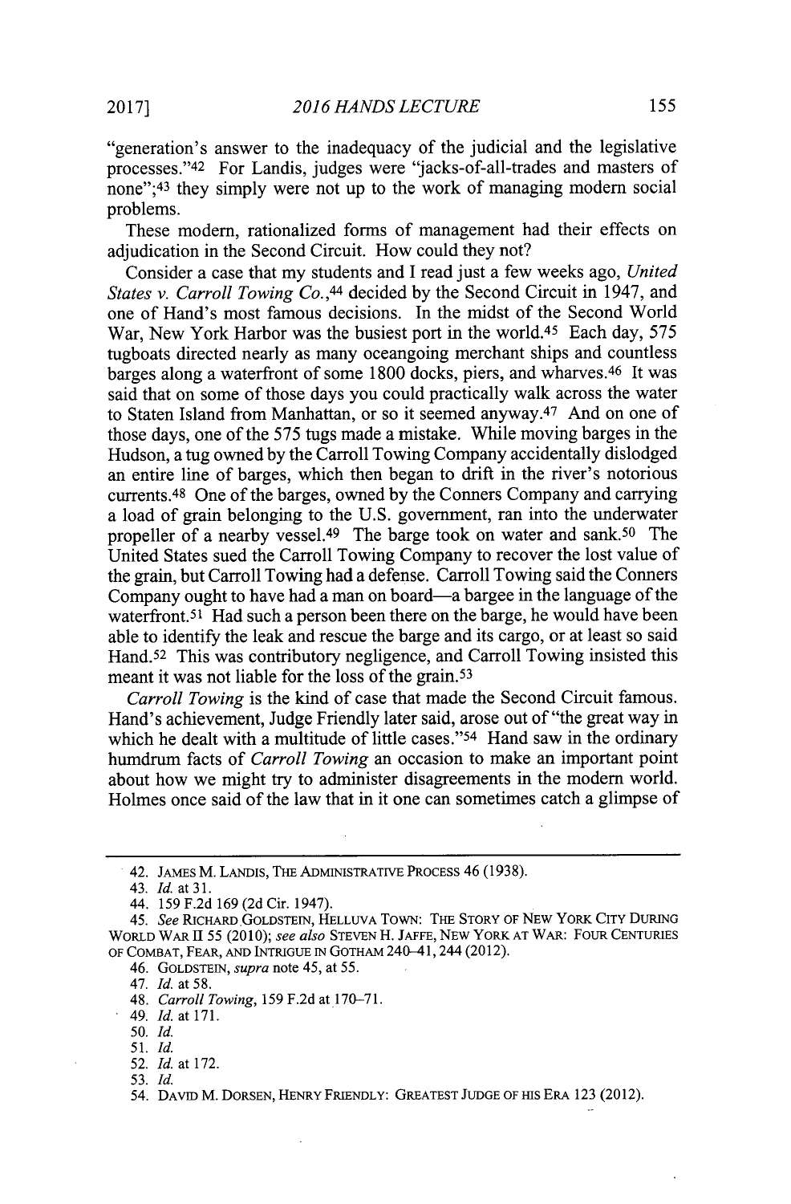"generation's answer to the inadequacy of the judicial and the legislative processes."[42] For Landis, judges were "jacks-of-all-trades and masters of none";[43] they simply were not up to the work of managing modern social problems.

These modern, rationalized forms of management had their effects on adjudication in the Second Circuit. How could they not?

Consider a case that my students and I read just a few weeks ago, *United States v. Carroll Towing Co.*,[44] decided by the Second Circuit in 1947, and one of Hand's most famous decisions. In the midst of the Second World War, New York Harbor was the busiest port in the world.[45] Each day, 575 tugboats directed nearly as many oceangoing merchant ships and countless barges along a waterfront of some 1800 docks, piers, and wharves.[46] It was said that on some of those days you could practically walk across the water to Staten Island from Manhattan, or so it seemed anyway.[47] And on one of those days, one of the 575 tugs made a mistake. While moving barges in the Hudson, a tug owned by the Carroll Towing Company accidentally dislodged an entire line of barges, which then began to drift in the river's notorious currents.[48] One of the barges, owned by the Conners Company and carrying a load of grain belonging to the U.S. government, ran into the underwater propeller of a nearby vessel.[49] The barge took on water and sank.[50] The United States sued the Carroll Towing Company to recover the lost value of the grain, but Carroll Towing had a defense. Carroll Towing said the Conners Company ought to have had a man on board—a bargee in the language of the waterfront.[51] Had such a person been there on the barge, he would have been able to identify the leak and rescue the barge and its cargo, or at least so said Hand.[52] This was contributory negligence, and Carroll Towing insisted this meant it was not liable for the loss of the grain.[53]

*Carroll Towing* is the kind of case that made the Second Circuit famous. Hand's achievement, Judge Friendly later said, arose out of "the great way in which he dealt with a multitude of little cases."[54] Hand saw in the ordinary humdrum facts of *Carroll Towing* an occasion to make an important point about how we might try to administer disagreements in the modern world. Holmes once said of the law that in it one can sometimes catch a glimpse of

---

42. JAMES M. LANDIS, THE ADMINISTRATIVE PROCESS 46 (1938).

43. *Id.* at 31.

44. 159 F.2d 169 (2d Cir. 1947).

45. *See* RICHARD GOLDSTEIN, HELLUVA TOWN: THE STORY OF NEW YORK CITY DURING WORLD WAR II 55 (2010); *see also* STEVEN H. JAFFE, NEW YORK AT WAR: FOUR CENTURIES OF COMBAT, FEAR, AND INTRIGUE IN GOTHAM 240–41, 244 (2012).

46. GOLDSTEIN, *supra* note 45, at 55.

47. *Id.* at 58.

48. *Carroll Towing*, 159 F.2d at 170–71.

49. *Id.* at 171.

50. *Id.*

51. *Id.*

52. *Id.* at 172.

53. *Id.*

54. DAVID M. DORSEN, HENRY FRIENDLY: GREATEST JUDGE OF HIS ERA 123 (2012).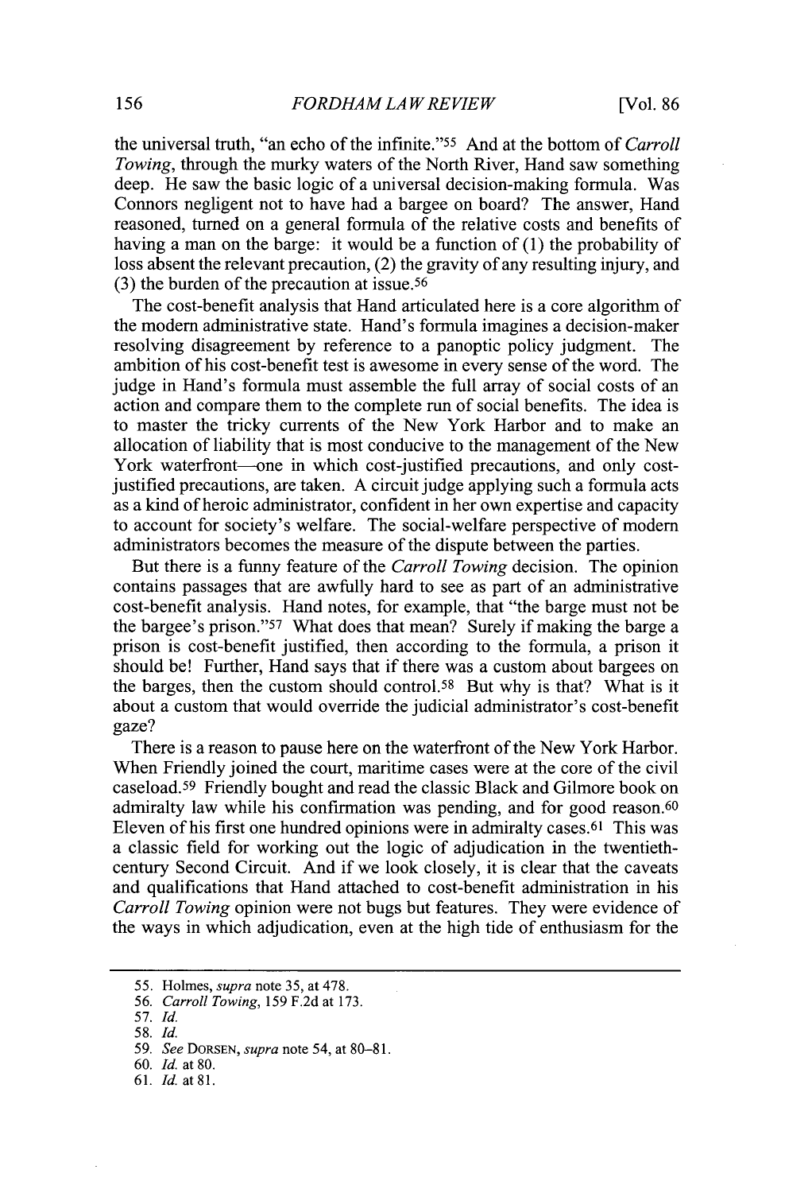the universal truth, "an echo of the infinite."[55] And at the bottom of *Carroll Towing*, through the murky waters of the North River, Hand saw something deep. He saw the basic logic of a universal decision-making formula. Was Connors negligent not to have had a bargee on board? The answer, Hand reasoned, turned on a general formula of the relative costs and benefits of having a man on the barge: it would be a function of (1) the probability of loss absent the relevant precaution, (2) the gravity of any resulting injury, and (3) the burden of the precaution at issue.[56]

The cost-benefit analysis that Hand articulated here is a core algorithm of the modern administrative state. Hand's formula imagines a decision-maker resolving disagreement by reference to a panoptic policy judgment. The ambition of his cost-benefit test is awesome in every sense of the word. The judge in Hand's formula must assemble the full array of social costs of an action and compare them to the complete run of social benefits. The idea is to master the tricky currents of the New York Harbor and to make an allocation of liability that is most conducive to the management of the New York waterfront—one in which cost-justified precautions, and only cost-justified precautions, are taken. A circuit judge applying such a formula acts as a kind of heroic administrator, confident in her own expertise and capacity to account for society's welfare. The social-welfare perspective of modern administrators becomes the measure of the dispute between the parties.

But there is a funny feature of the *Carroll Towing* decision. The opinion contains passages that are awfully hard to see as part of an administrative cost-benefit analysis. Hand notes, for example, that "the barge must not be the bargee's prison."[57] What does that mean? Surely if making the barge a prison is cost-benefit justified, then according to the formula, a prison it should be! Further, Hand says that if there was a custom about bargees on the barges, then the custom should control.[58] But why is that? What is it about a custom that would override the judicial administrator's cost-benefit gaze?

There is a reason to pause here on the waterfront of the New York Harbor. When Friendly joined the court, maritime cases were at the core of the civil caseload.[59] Friendly bought and read the classic Black and Gilmore book on admiralty law while his confirmation was pending, and for good reason.[60] Eleven of his first one hundred opinions were in admiralty cases.[61] This was a classic field for working out the logic of adjudication in the twentieth-century Second Circuit. And if we look closely, it is clear that the caveats and qualifications that Hand attached to cost-benefit administration in his *Carroll Towing* opinion were not bugs but features. They were evidence of the ways in which adjudication, even at the high tide of enthusiasm for the

---

55. Holmes, *supra* note 35, at 478.

56. *Carroll Towing*, 159 F.2d at 173.

57. *Id.*

58. *Id.*

59. *See* DORSEN, *supra* note 54, at 80–81.

60. *Id.* at 80.

61. *Id.* at 81.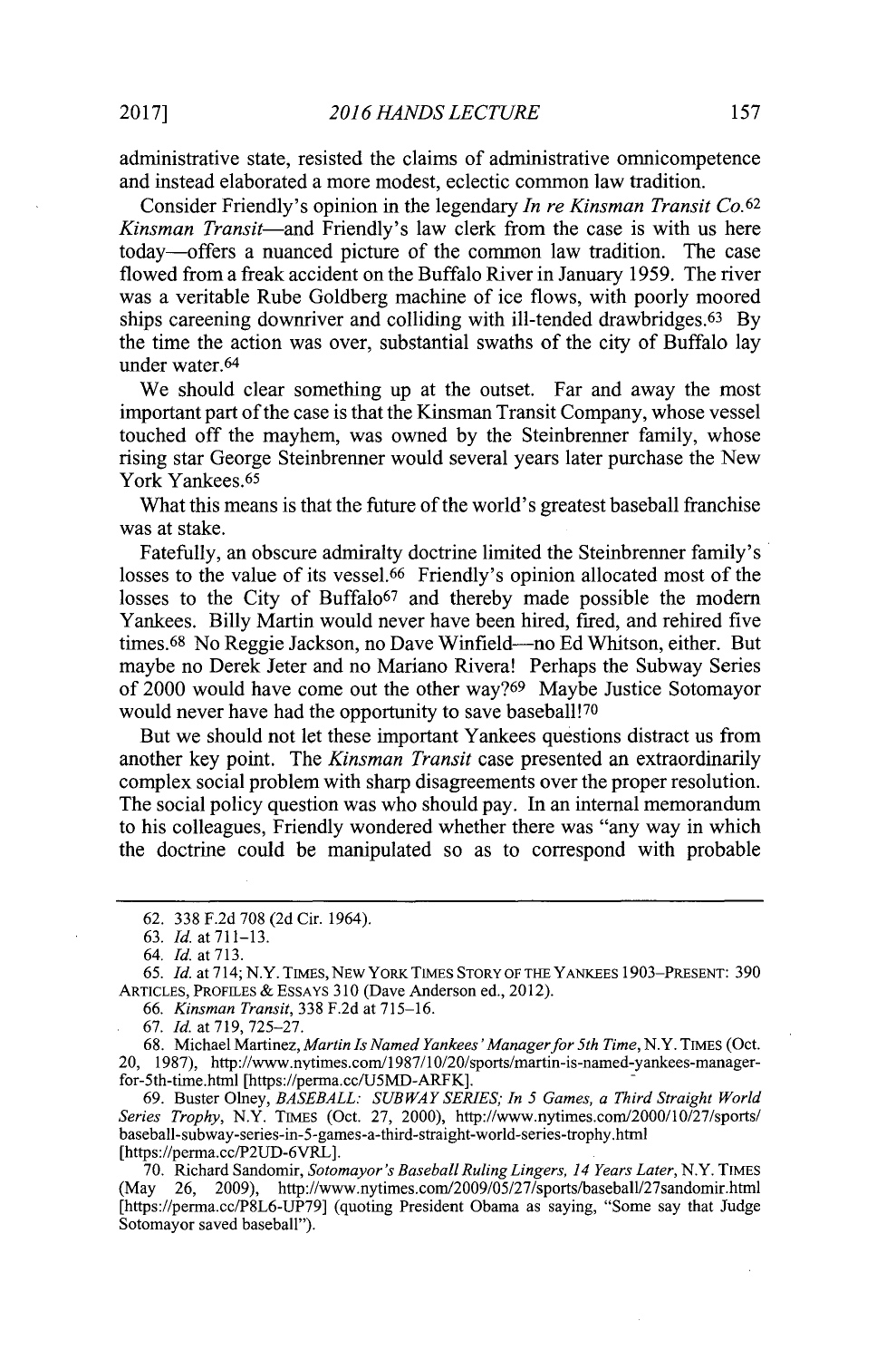administrative state, resisted the claims of administrative omnicompetence and instead elaborated a more modest, eclectic common law tradition.

Consider Friendly's opinion in the legendary *In re Kinsman Transit Co.*[62] *Kinsman Transit*—and Friendly's law clerk from the case is with us here today—offers a nuanced picture of the common law tradition. The case flowed from a freak accident on the Buffalo River in January 1959. The river was a veritable Rube Goldberg machine of ice flows, with poorly moored ships careening downriver and colliding with ill-tended drawbridges.[63] By the time the action was over, substantial swaths of the city of Buffalo lay under water.[64]

We should clear something up at the outset. Far and away the most important part of the case is that the Kinsman Transit Company, whose vessel touched off the mayhem, was owned by the Steinbrenner family, whose rising star George Steinbrenner would several years later purchase the New York Yankees.[65]

What this means is that the future of the world's greatest baseball franchise was at stake.

Fatefully, an obscure admiralty doctrine limited the Steinbrenner family's losses to the value of its vessel.[66] Friendly's opinion allocated most of the losses to the City of Buffalo[67] and thereby made possible the modern Yankees. Billy Martin would never have been hired, fired, and rehired five times.[68] No Reggie Jackson, no Dave Winfield—no Ed Whitson, either. But maybe no Derek Jeter and no Mariano Rivera! Perhaps the Subway Series of 2000 would have come out the other way?[69] Maybe Justice Sotomayor would never have had the opportunity to save baseball![70]

But we should not let these important Yankees questions distract us from another key point. The *Kinsman Transit* case presented an extraordinarily complex social problem with sharp disagreements over the proper resolution. The social policy question was who should pay. In an internal memorandum to his colleagues, Friendly wondered whether there was "any way in which the doctrine could be manipulated so as to correspond with probable

---

62. 338 F.2d 708 (2d Cir. 1964).

63. *Id.* at 711–13.

64. *Id.* at 713.

65. *Id.* at 714; N.Y. TIMES, NEW YORK TIMES STORY OF THE YANKEES 1903–PRESENT: 390 ARTICLES, PROFILES & ESSAYS 310 (Dave Anderson ed., 2012).

66. *Kinsman Transit*, 338 F.2d at 715–16.

67. *Id.* at 719, 725–27.

68. Michael Martinez, *Martin Is Named Yankees' Manager for 5th Time*, N.Y. TIMES (Oct. 20, 1987), http://www.nytimes.com/1987/10/20/sports/martin-is-named-yankees-manager-for-5th-time.html [https://perma.cc/U5MD-ARFK].

69. Buster Olney, *BASEBALL: SUBWAY SERIES; In 5 Games, a Third Straight World Series Trophy*, N.Y. TIMES (Oct. 27, 2000), http://www.nytimes.com/2000/10/27/sports/baseball-subway-series-in-5-games-a-third-straight-world-series-trophy.html [https://perma.cc/P2UD-6VRL].

70. Richard Sandomir, *Sotomayor's Baseball Ruling Lingers, 14 Years Later*, N.Y. TIMES (May 26, 2009), http://www.nytimes.com/2009/05/27/sports/baseball/27sandomir.html [https://perma.cc/P8L6-UP79] (quoting President Obama as saying, "Some say that Judge Sotomayor saved baseball").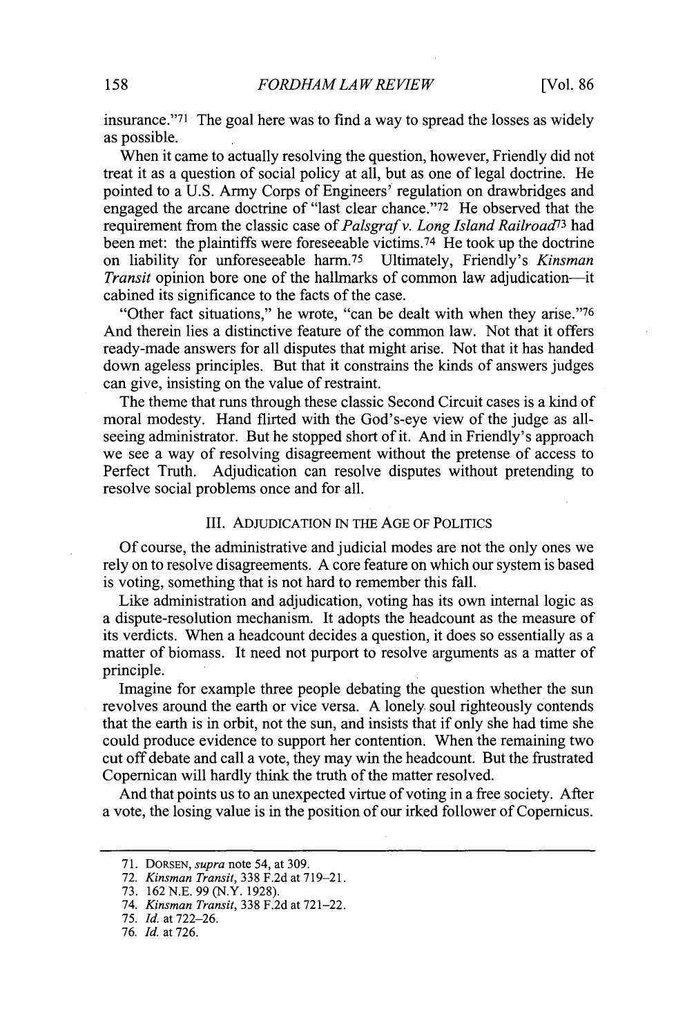insurance."[71] The goal here was to find a way to spread the losses as widely as possible.

When it came to actually resolving the question, however, Friendly did not treat it as a question of social policy at all, but as one of legal doctrine. He pointed to a U.S. Army Corps of Engineers' regulation on drawbridges and engaged the arcane doctrine of "last clear chance."[72] He observed that the requirement from the classic case of *Palsgraf v. Long Island Railroad*[73] had been met: the plaintiffs were foreseeable victims.[74] He took up the doctrine on liability for unforeseeable harm.[75] Ultimately, Friendly's *Kinsman Transit* opinion bore one of the hallmarks of common law adjudication—it cabined its significance to the facts of the case.

"Other fact situations," he wrote, "can be dealt with when they arise."[76] And therein lies a distinctive feature of the common law. Not that it offers ready-made answers for all disputes that might arise. Not that it has handed down ageless principles. But that it constrains the kinds of answers judges can give, insisting on the value of restraint.

The theme that runs through these classic Second Circuit cases is a kind of moral modesty. Hand flirted with the God's-eye view of the judge as all-seeing administrator. But he stopped short of it. And in Friendly's approach we see a way of resolving disagreement without the pretense of access to Perfect Truth. Adjudication can resolve disputes without pretending to resolve social problems once and for all.

## III. ADJUDICATION IN THE AGE OF POLITICS

Of course, the administrative and judicial modes are not the only ones we rely on to resolve disagreements. A core feature on which our system is based is voting, something that is not hard to remember this fall.

Like administration and adjudication, voting has its own internal logic as a dispute-resolution mechanism. It adopts the headcount as the measure of its verdicts. When a headcount decides a question, it does so essentially as a matter of biomass. It need not purport to resolve arguments as a matter of principle.

Imagine for example three people debating the question whether the sun revolves around the earth or vice versa. A lonely soul righteously contends that the earth is in orbit, not the sun, and insists that if only she had time she could produce evidence to support her contention. When the remaining two cut off debate and call a vote, they may win the headcount. But the frustrated Copernican will hardly think the truth of the matter resolved.

And that points us to an unexpected virtue of voting in a free society. After a vote, the losing value is in the position of our irked follower of Copernicus.

---

71. DORSEN, *supra* note 54, at 309.

72. *Kinsman Transit*, 338 F.2d at 719–21.

73. 162 N.E. 99 (N.Y. 1928).

74. *Kinsman Transit*, 338 F.2d at 721–22.

75. *Id.* at 722–26.

76. *Id.* at 726.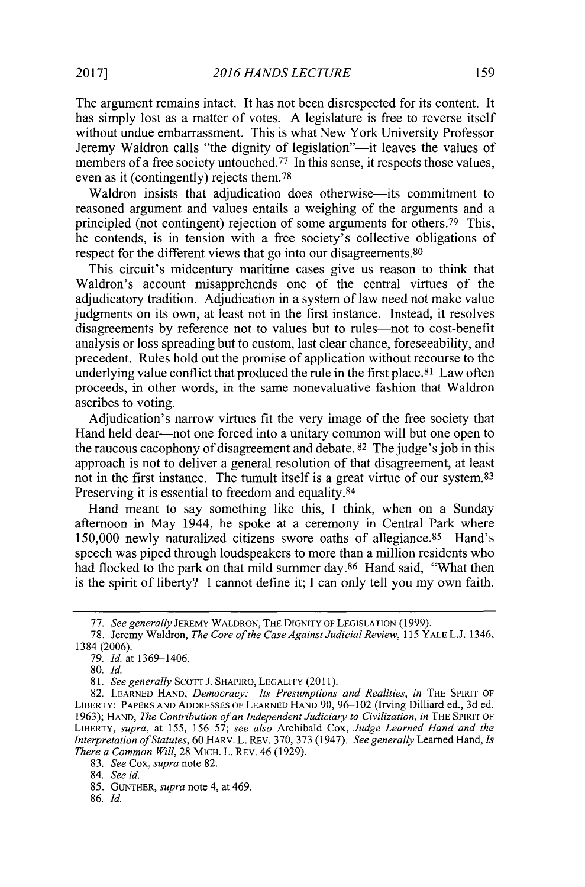The argument remains intact. It has not been disrespected for its content. It has simply lost as a matter of votes. A legislature is free to reverse itself without undue embarrassment. This is what New York University Professor Jeremy Waldron calls "the dignity of legislation"—it leaves the values of members of a free society untouched.[77] In this sense, it respects those values, even as it (contingently) rejects them.[78]

Waldron insists that adjudication does otherwise—its commitment to reasoned argument and values entails a weighing of the arguments and a principled (not contingent) rejection of some arguments for others.[79] This, he contends, is in tension with a free society's collective obligations of respect for the different views that go into our disagreements.[80]

This circuit's midcentury maritime cases give us reason to think that Waldron's account misapprehends one of the central virtues of the adjudicatory tradition. Adjudication in a system of law need not make value judgments on its own, at least not in the first instance. Instead, it resolves disagreements by reference not to values but to rules—not to cost-benefit analysis or loss spreading but to custom, last clear chance, foreseeability, and precedent. Rules hold out the promise of application without recourse to the underlying value conflict that produced the rule in the first place.[81] Law often proceeds, in other words, in the same nonevaluative fashion that Waldron ascribes to voting.

Adjudication's narrow virtues fit the very image of the free society that Hand held dear—not one forced into a unitary common will but one open to the raucous cacophony of disagreement and debate.[82] The judge's job in this approach is not to deliver a general resolution of that disagreement, at least not in the first instance. The tumult itself is a great virtue of our system.[83] Preserving it is essential to freedom and equality.[84]

Hand meant to say something like this, I think, when on a Sunday afternoon in May 1944, he spoke at a ceremony in Central Park where 150,000 newly naturalized citizens swore oaths of allegiance.[85] Hand's speech was piped through loudspeakers to more than a million residents who had flocked to the park on that mild summer day.[86] Hand said, "What then is the spirit of liberty? I cannot define it; I can only tell you my own faith.

---

77. *See generally* JEREMY WALDRON, THE DIGNITY OF LEGISLATION (1999).

78. Jeremy Waldron, *The Core of the Case Against Judicial Review*, 115 YALE L.J. 1346, 1384 (2006).

79. *Id.* at 1369–1406.

80. *Id.*

81. *See generally* SCOTT J. SHAPIRO, LEGALITY (2011).

82. LEARNED HAND, *Democracy: Its Presumptions and Realities*, *in* THE SPIRIT OF LIBERTY: PAPERS AND ADDRESSES OF LEARNED HAND 90, 96–102 (Irving Dilliard ed., 3d ed. 1963); HAND, *The Contribution of an Independent Judiciary to Civilization*, *in* THE SPIRIT OF LIBERTY, *supra*, at 155, 156–57; *see also* Archibald Cox, *Judge Learned Hand and the Interpretation of Statutes*, 60 HARV. L. REV. 370, 373 (1947). *See generally* Learned Hand, *Is There a Common Will*, 28 MICH. L. REV. 46 (1929).

83. *See* Cox, *supra* note 82.

84. *See id.*

85. GUNTHER, *supra* note 4, at 469.

86. *Id.*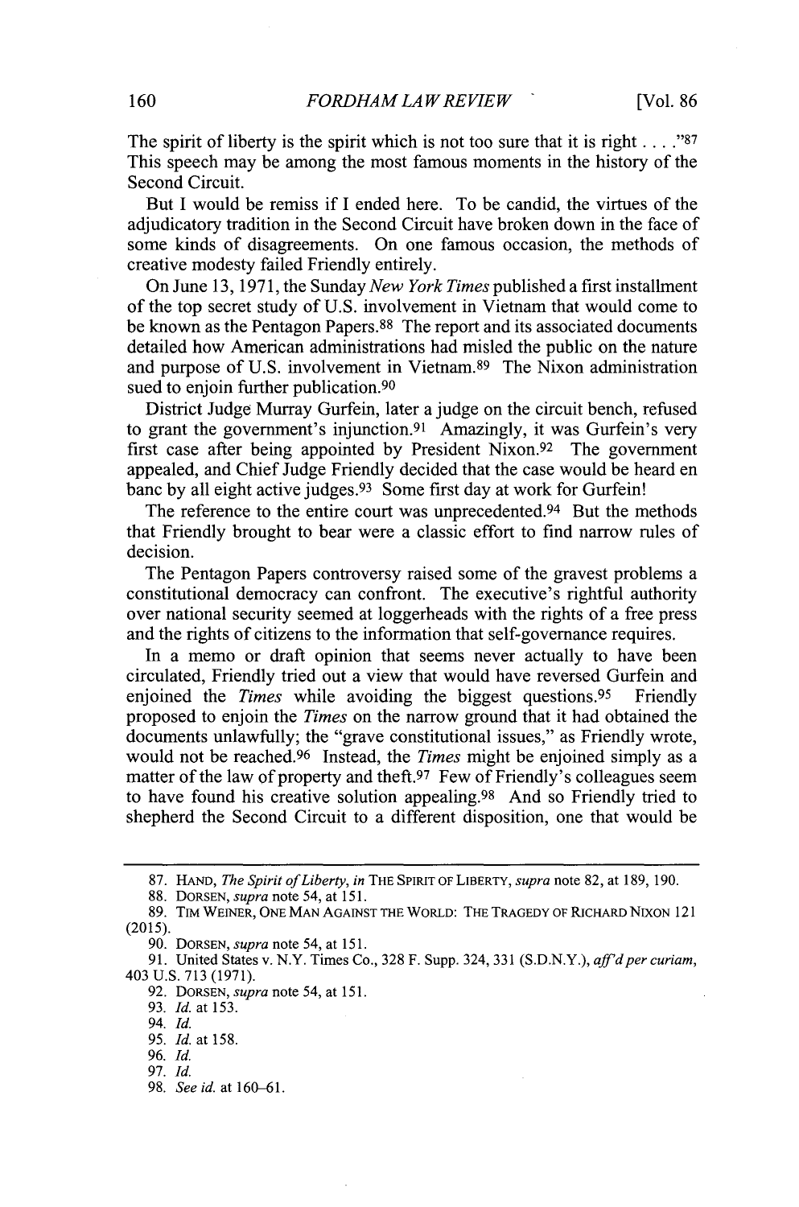The spirit of liberty is the spirit which is not too sure that it is right . . . ."[87] This speech may be among the most famous moments in the history of the Second Circuit.

But I would be remiss if I ended here. To be candid, the virtues of the adjudicatory tradition in the Second Circuit have broken down in the face of some kinds of disagreements. On one famous occasion, the methods of creative modesty failed Friendly entirely.

On June 13, 1971, the Sunday *New York Times* published a first installment of the top secret study of U.S. involvement in Vietnam that would come to be known as the Pentagon Papers.[88] The report and its associated documents detailed how American administrations had misled the public on the nature and purpose of U.S. involvement in Vietnam.[89] The Nixon administration sued to enjoin further publication.[90]

District Judge Murray Gurfein, later a judge on the circuit bench, refused to grant the government's injunction.[91] Amazingly, it was Gurfein's very first case after being appointed by President Nixon.[92] The government appealed, and Chief Judge Friendly decided that the case would be heard en banc by all eight active judges.[93] Some first day at work for Gurfein!

The reference to the entire court was unprecedented.[94] But the methods that Friendly brought to bear were a classic effort to find narrow rules of decision.

The Pentagon Papers controversy raised some of the gravest problems a constitutional democracy can confront. The executive's rightful authority over national security seemed at loggerheads with the rights of a free press and the rights of citizens to the information that self-governance requires.

In a memo or draft opinion that seems never actually to have been circulated, Friendly tried out a view that would have reversed Gurfein and enjoined the *Times* while avoiding the biggest questions.[95] Friendly proposed to enjoin the *Times* on the narrow ground that it had obtained the documents unlawfully; the "grave constitutional issues," as Friendly wrote, would not be reached.[96] Instead, the *Times* might be enjoined simply as a matter of the law of property and theft.[97] Few of Friendly's colleagues seem to have found his creative solution appealing.[98] And so Friendly tried to shepherd the Second Circuit to a different disposition, one that would be

---

87. HAND, *The Spirit of Liberty*, *in* THE SPIRIT OF LIBERTY, *supra* note 82, at 189, 190.

88. DORSEN, *supra* note 54, at 151.

89. TIM WEINER, ONE MAN AGAINST THE WORLD: THE TRAGEDY OF RICHARD NIXON 121 (2015).

90. DORSEN, *supra* note 54, at 151.

91. United States v. N.Y. Times Co., 328 F. Supp. 324, 331 (S.D.N.Y.), *aff'd per curiam*, 403 U.S. 713 (1971).

92. DORSEN, *supra* note 54, at 151.

93. *Id.* at 153.

94. *Id.*

95. *Id.* at 158.

96. *Id.*

97. *Id.*

98. *See id.* at 160–61.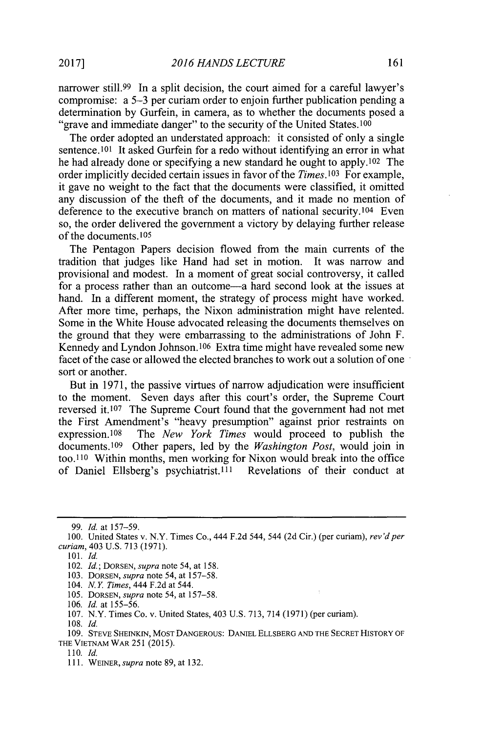narrower still.[99] In a split decision, the court aimed for a careful lawyer's compromise: a 5–3 per curiam order to enjoin further publication pending a determination by Gurfein, in camera, as to whether the documents posed a "grave and immediate danger" to the security of the United States.[100]

The order adopted an understated approach: it consisted of only a single sentence.[101] It asked Gurfein for a redo without identifying an error in what he had already done or specifying a new standard he ought to apply.[102] The order implicitly decided certain issues in favor of the *Times*.[103] For example, it gave no weight to the fact that the documents were classified, it omitted any discussion of the theft of the documents, and it made no mention of deference to the executive branch on matters of national security.[104] Even so, the order delivered the government a victory by delaying further release of the documents.[105]

The Pentagon Papers decision flowed from the main currents of the tradition that judges like Hand had set in motion. It was narrow and provisional and modest. In a moment of great social controversy, it called for a process rather than an outcome—a hard second look at the issues at hand. In a different moment, the strategy of process might have worked. After more time, perhaps, the Nixon administration might have relented. Some in the White House advocated releasing the documents themselves on the ground that they were embarrassing to the administrations of John F. Kennedy and Lyndon Johnson.[106] Extra time might have revealed some new facet of the case or allowed the elected branches to work out a solution of one sort or another.

But in 1971, the passive virtues of narrow adjudication were insufficient to the moment. Seven days after this court's order, the Supreme Court reversed it.[107] The Supreme Court found that the government had not met the First Amendment's "heavy presumption" against prior restraints on expression.[108] The *New York Times* would proceed to publish the documents.[109] Other papers, led by the *Washington Post*, would join in too.[110] Within months, men working for Nixon would break into the office of Daniel Ellsberg's psychiatrist.[111] Revelations of their conduct at

---

99. *Id.* at 157–59.

100. United States v. N.Y. Times Co., 444 F.2d 544, 544 (2d Cir.) (per curiam), *rev'd per curiam*, 403 U.S. 713 (1971).

101. *Id.*

102. *Id.*; DORSEN, *supra* note 54, at 158.

103. DORSEN, *supra* note 54, at 157–58.

104. *N.Y. Times*, 444 F.2d at 544.

105. DORSEN, *supra* note 54, at 157–58.

106. *Id.* at 155–56.

107. N.Y. Times Co. v. United States, 403 U.S. 713, 714 (1971) (per curiam).

108. *Id.*

109. STEVE SHEINKIN, MOST DANGEROUS: DANIEL ELLSBERG AND THE SECRET HISTORY OF THE VIETNAM WAR 251 (2015).

110. *Id.*

111. WEINER, *supra* note 89, at 132.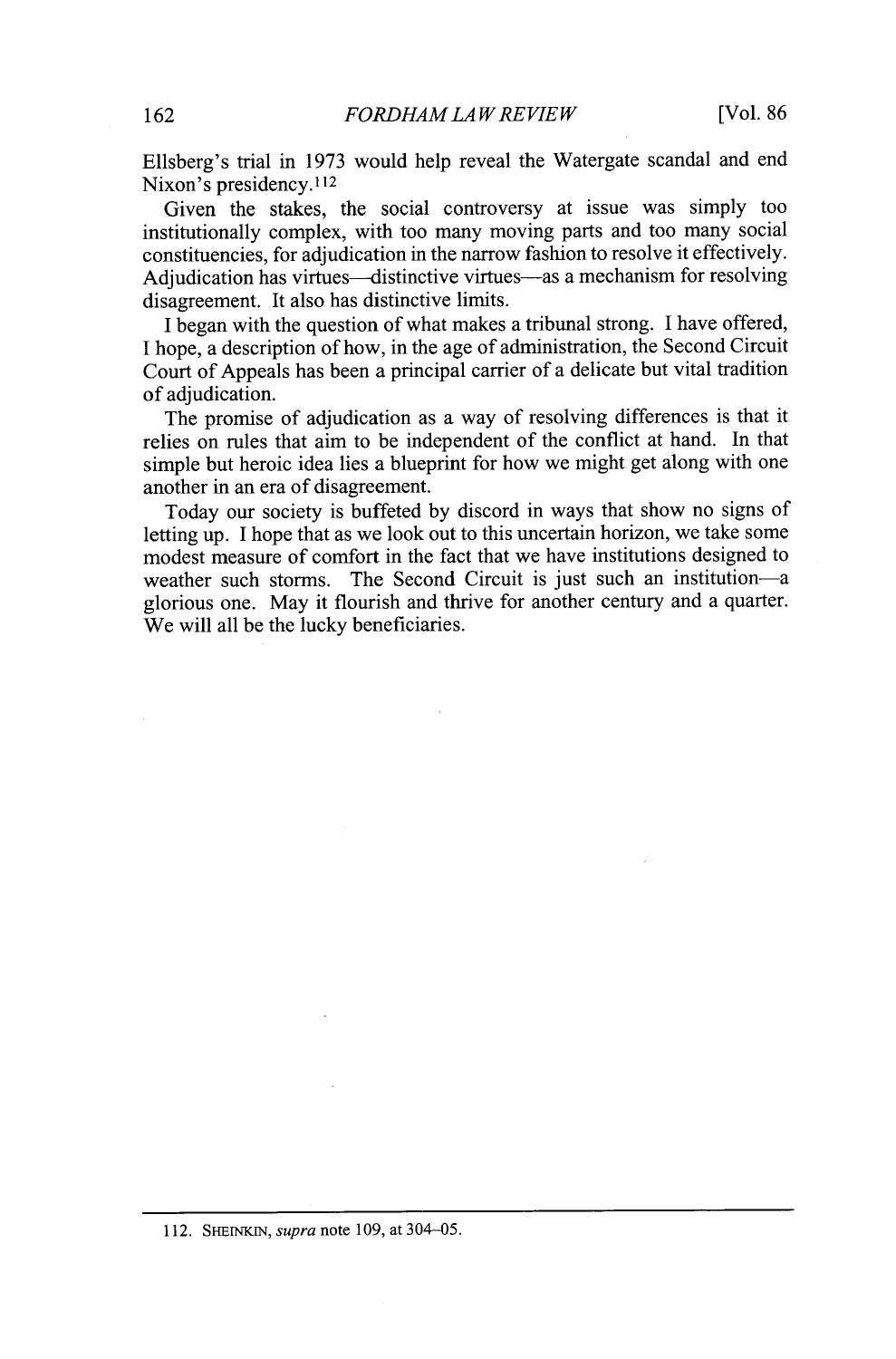Ellsberg's trial in 1973 would help reveal the Watergate scandal and end Nixon's presidency.[112]

Given the stakes, the social controversy at issue was simply too institutionally complex, with too many moving parts and too many social constituencies, for adjudication in the narrow fashion to resolve it effectively. Adjudication has virtues—distinctive virtues—as a mechanism for resolving disagreement. It also has distinctive limits.

I began with the question of what makes a tribunal strong. I have offered, I hope, a description of how, in the age of administration, the Second Circuit Court of Appeals has been a principal carrier of a delicate but vital tradition of adjudication.

The promise of adjudication as a way of resolving differences is that it relies on rules that aim to be independent of the conflict at hand. In that simple but heroic idea lies a blueprint for how we might get along with one another in an era of disagreement.

Today our society is buffeted by discord in ways that show no signs of letting up. I hope that as we look out to this uncertain horizon, we take some modest measure of comfort in the fact that we have institutions designed to weather such storms. The Second Circuit is just such an institution—a glorious one. May it flourish and thrive for another century and a quarter. We will all be the lucky beneficiaries.

---

112. SHEINKIN, *supra* note 109, at 304–05.